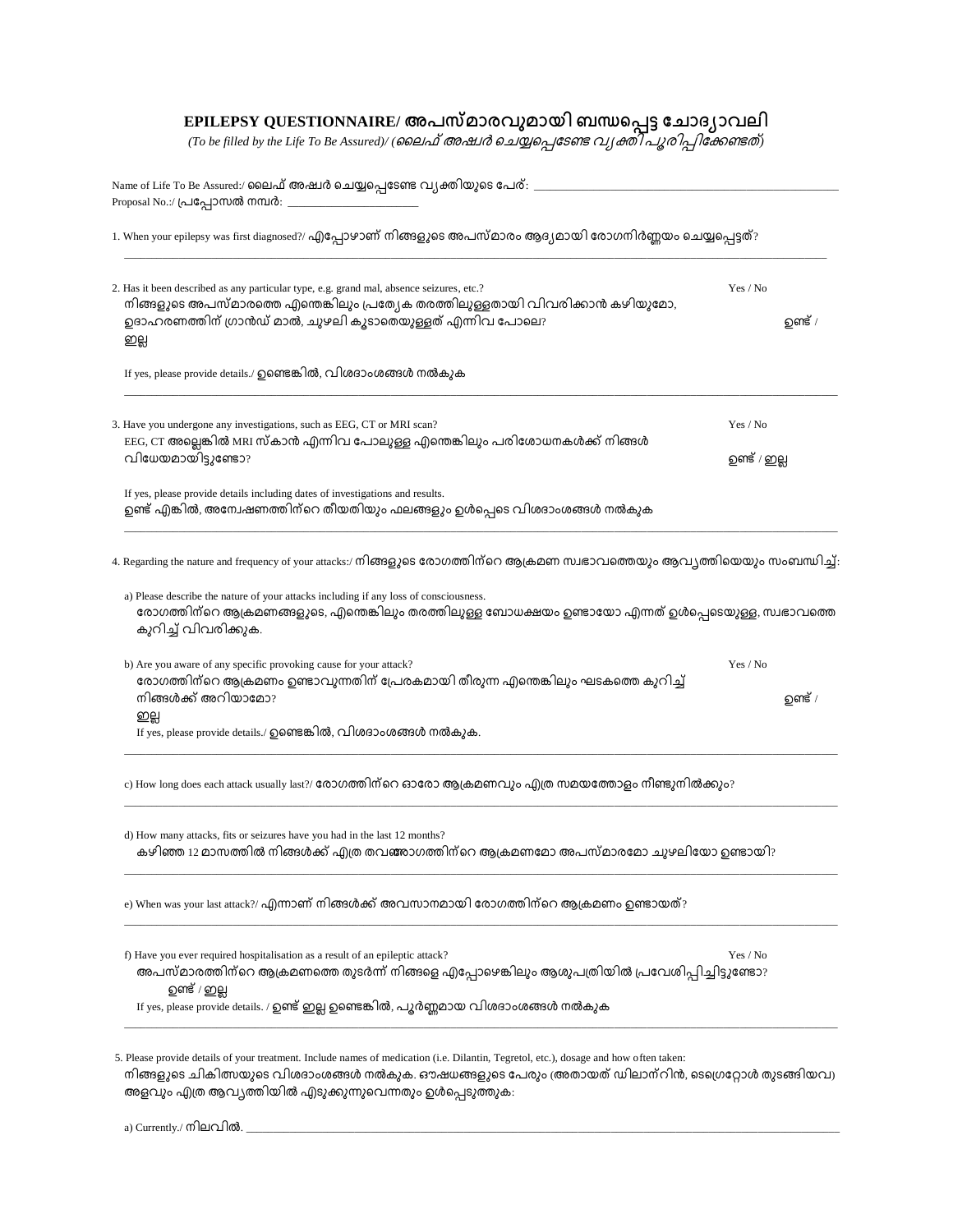## EPILEPSY QUESTIONNAIRE/ അപസ്മാരവുമായി ബന്ധപ്പെട്ട ചോദ്യാവലി

*(To be filled by the Life To Be Assured)/ (ലൈഫ് അഷ്വർ ചെയ്യപ്പെടേണ്ട വ്യക്തി പൂരിപ്പിക്കേണ്ടത്)*

Name of Life To Be Assured:/ ലൈഫ് അഷ്വർ ചെയ്യപ്പെടേണ്ട വ്യക്തിയുടെ പേര്: ______________________________

Proposal No.:/ പ്രപ്പോസൽ നമ്പർ: ______________________

1. When your epilepsy was first diagnosed?/ എപ്പോഴാണ് നിങ്ങളുടെ അപസ്മാരം ആദ്യമായി രോഗനിർണ്ണയം ചെയ്യപ്പെട്ടത്?

______________________________________________________________________________

2. Has it been described as any particular type, e.g. grand mal, absence seizures, etc.? Yes / No
നിങ്ങളുടെ അപസ്മാരത്തെ എന്തെങ്കിലും പ്രത്യേക തരത്തിലുള്ളതായി വിവരിക്കാൻ കഴിയുമോ, ഉദാഹരണത്തിന് ഗ്രാൻഡ് മാൽ, ചുഴലി കൂടാതെയുള്ളത് എന്നിവ പോലെ? ഉണ്ട് / ഇല്ല

   If yes, please provide details./ ഉണ്ടെങ്കിൽ, വിശദാംശങ്ങൾ നൽകുക

______________________________________________________________________________

3. Have you undergone any investigations, such as EEG, CT or MRI scan? Yes / No
EEG, CT അല്ലെങ്കിൽ MRI സ്കാൻ എന്നിവ പോലുള്ള എന്തെങ്കിലും പരിശോധനകൾക്ക് നിങ്ങൾ വിധേയമായിട്ടുണ്ടോ? ഉണ്ട് / ഇല്ല

   If yes, please provide details including dates of investigations and results.
   ഉണ്ട് എങ്കിൽ, അന്വേഷണത്തിന്റെ തീയതിയും ഫലങ്ങളും ഉൾപ്പെടെ വിശദാംശങ്ങൾ നൽകുക

______________________________________________________________________________

4. Regarding the nature and frequency of your attacks:/ നിങ്ങളുടെ രോഗത്തിന്റെ ആക്രമണ സ്വഭാവത്തെയും ആവൃത്തിയെയും സംബന്ധിച്ച്:

   a) Please describe the nature of your attacks including if any loss of consciousness.
   രോഗത്തിന്റെ ആക്രമണങ്ങളുടെ, എന്തെങ്കിലും തരത്തിലുള്ള ബോധക്ഷയം ഉണ്ടായോ എന്നത് ഉൾപ്പെടെയുള്ള, സ്വഭാവത്തെ കുറിച്ച് വിവരിക്കുക.

   b) Are you aware of any specific provoking cause for your attack? Yes / No
   രോഗത്തിന്റെ ആക്രമണം ഉണ്ടാവുന്നതിന് പ്രേരകമായി തീരുന്ന എന്തെങ്കിലും ഘടകത്തെ കുറിച്ച് നിങ്ങൾക്ക് അറിയാമോ? ഉണ്ട് / ഇല്ല
   If yes, please provide details./ ഉണ്ടെങ്കിൽ, വിശദാംശങ്ങൾ നൽകുക.

______________________________________________________________________________

   c) How long does each attack usually last?/ രോഗത്തിന്റെ ഓരോ ആക്രമണവും എത്ര സമയത്തോളം നീണ്ടുനിൽക്കും?

______________________________________________________________________________

   d) How many attacks, fits or seizures have you had in the last 12 months?
   കഴിഞ്ഞ 12 മാസത്തിൽ നിങ്ങൾക്ക് എത്ര തവണരോഗത്തിന്റെ ആക്രമണമോ അപസ്മാരമോ ചുഴലിയോ ഉണ്ടായി?

______________________________________________________________________________

   e) When was your last attack?/ എന്നാണ് നിങ്ങൾക്ക് അവസാനമായി രോഗത്തിന്റെ ആക്രമണം ഉണ്ടായത്?

______________________________________________________________________________

   f) Have you ever required hospitalisation as a result of an epileptic attack? Yes / No
   അപസ്മാരത്തിന്റെ ആക്രമണത്തെ തുടർന്ന് നിങ്ങളെ എപ്പോഴെങ്കിലും ആശുപത്രിയിൽ പ്രവേശിപ്പിച്ചിട്ടുണ്ടോ? ഉണ്ട് / ഇല്ല
   If yes, please provide details. / ഉണ്ട് ഇല്ല ഉണ്ടെങ്കിൽ, പൂർണ്ണമായ വിശദാംശങ്ങൾ നൽകുക

______________________________________________________________________________

5. Please provide details of your treatment. Include names of medication (i.e. Dilantin, Tegretol, etc.), dosage and how often taken:
നിങ്ങളുടെ ചികിത്സയുടെ വിശദാംശങ്ങൾ നൽകുക. ഔഷധങ്ങളുടെ പേരും (അതായത് ഡിലാന്റിൻ, ടെഗ്രെറ്റോൾ തുടങ്ങിയവ) അളവും എത്ര ആവൃത്തിയിൽ എടുക്കുന്നുവെന്നതും ഉൾപ്പെടുത്തുക:

   a) Currently./ നിലവിൽ. ______________________________________________________________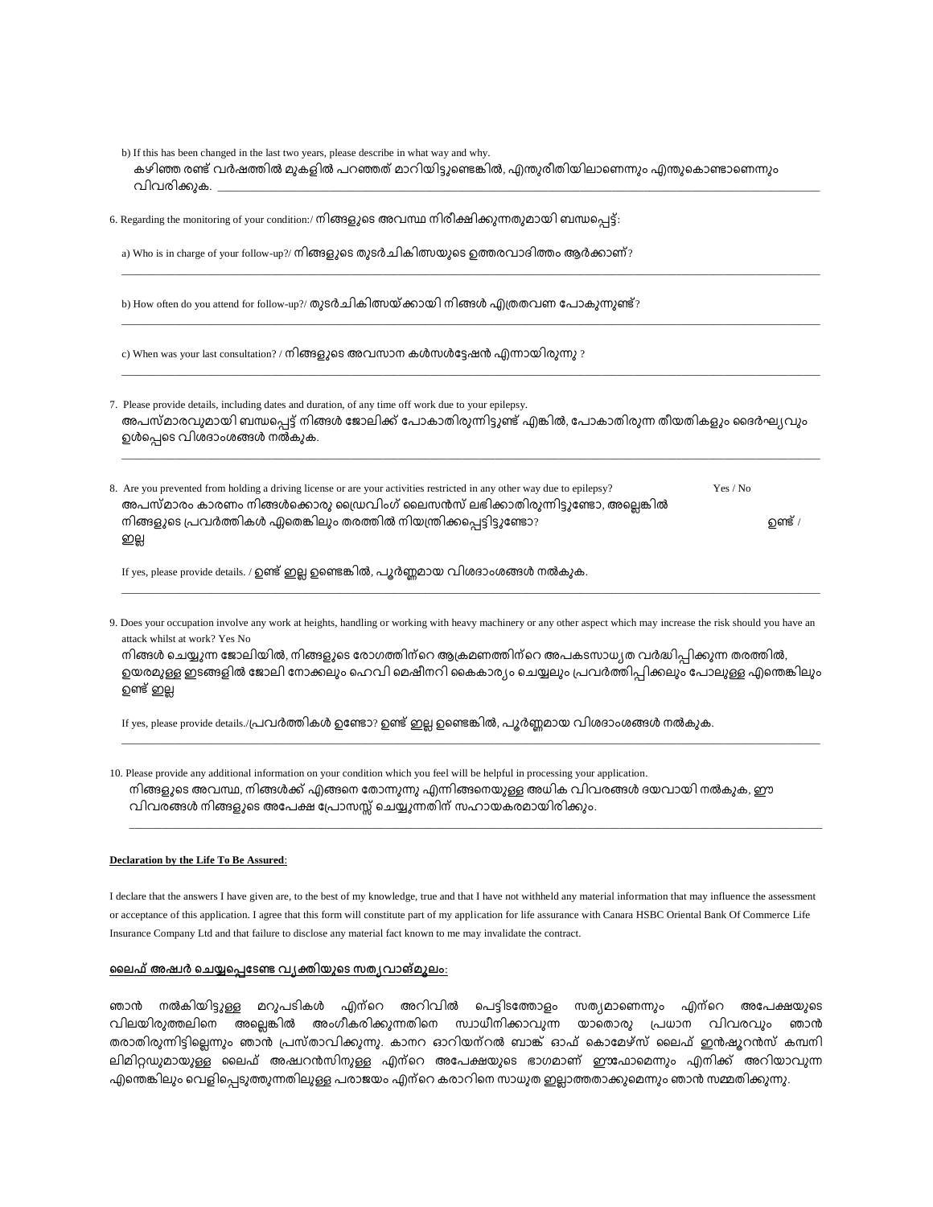b) If this has been changed in the last two years, please describe in what way and why.
കഴിഞ്ഞ രണ്ട് വർഷത്തിൽ മുകളിൽ പറഞ്ഞത് മാറിയിട്ടുണ്ടെങ്കിൽ, എന്തുരീതിയിലാണെന്നും എന്തുകൊണ്ടാണെന്നും വിവരിക്കുക. ___

6. Regarding the monitoring of your condition:/ നിങ്ങളുടെ അവസ്ഥ നിരീക്ഷിക്കുന്നതുമായി ബന്ധപ്പെട്ട്:

   a) Who is in charge of your follow-up?/ നിങ്ങളുടെ തുടർചികിത്സയുടെ ഉത്തരവാദിത്തം ആർക്കാണ്?

   ___

   b) How often do you attend for follow-up?/ തുടർചികിത്സയ്ക്കായി നിങ്ങൾ എത്രതവണ പോകുന്നുണ്ട്?

   ___

   c) When was your last consultation? / നിങ്ങളുടെ അവസാന കൾസൾട്ടേഷൻ എന്നായിരുന്നു ?

   ___

7. Please provide details, including dates and duration, of any time off work due to your epilepsy.
അപസ്മാരവുമായി ബന്ധപ്പെട്ട് നിങ്ങൾ ജോലിക്ക് പോകാതിരുന്നിട്ടുണ്ട് എങ്കിൽ, പോകാതിരുന്ന തീയതികളും ദൈർഘ്യവും ഉൾപ്പെടെ വിശദാംശങ്ങൾ നൽകുക.

___

8. Are you prevented from holding a driving license or are your activities restricted in any other way due to epilepsy? Yes / No
അപസ്മാരം കാരണം നിങ്ങൾക്കൊരു ഡ്രൈവിംഗ് ലൈസൻസ് ലഭിക്കാതിരുന്നിട്ടുണ്ടോ, അല്ലെങ്കിൽ നിങ്ങളുടെ പ്രവർത്തികൾ ഏതെങ്കിലും തരത്തിൽ നിയന്ത്രിക്കപ്പെട്ടിട്ടുണ്ടോ? ഉണ്ട് / ഇല്ല

   If yes, please provide details. / ഉണ്ട് ഇല്ല ഉണ്ടെങ്കിൽ, പൂർണ്ണമായ വിശദാംശങ്ങൾ നൽകുക.

   ___

9. Does your occupation involve any work at heights, handling or working with heavy machinery or any other aspect which may increase the risk should you have an attack whilst at work? Yes No
നിങ്ങൾ ചെയ്യുന്ന ജോലിയിൽ, നിങ്ങളുടെ രോഗത്തിന്റെ ആക്രമണത്തിന്റെ അപകടസാധ്യത വർദ്ധിപ്പിക്കുന്ന തരത്തിൽ, ഉയരമുള്ള ഇടങ്ങളിൽ ജോലി നോക്കലും ഹെവി മെഷീനറി കൈകാര്യം ചെയ്യലും പ്രവർത്തിപ്പിക്കലും പോലുള്ള എന്തെങ്കിലും ഉണ്ട് ഇല്ല

   If yes, please provide details./പ്രവർത്തികൾ ഉണ്ടോ? ഉണ്ട് ഇല്ല ഉണ്ടെങ്കിൽ, പൂർണ്ണമായ വിശദാംശങ്ങൾ നൽകുക.

   ___

10. Please provide any additional information on your condition which you feel will be helpful in processing your application.
നിങ്ങളുടെ അവസ്ഥ, നിങ്ങൾക്ക് എങ്ങനെ തോന്നുന്നു എന്നിങ്ങനെയുള്ള അധിക വിവരങ്ങൾ ദയവായി നൽകുക, ഈ വിവരങ്ങൾ നിങ്ങളുടെ അപേക്ഷ പ്രോസസ്സ് ചെയ്യുന്നതിന് സഹായകരമായിരിക്കും.

    ___

**Declaration by the Life To Be Assured**:

I declare that the answers I have given are, to the best of my knowledge, true and that I have not withheld any material information that may influence the assessment or acceptance of this application. I agree that this form will constitute part of my application for life assurance with Canara HSBC Oriental Bank Of Commerce Life Insurance Company Ltd and that failure to disclose any material fact known to me may invalidate the contract.

**ലൈഫ് അഷ്വർ ചെയ്യപ്പെടേണ്ട വ്യക്തിയുടെ സത്യവാങ്മൂലം:**

ഞാൻ നൽകിയിട്ടുള്ള മറുപടികൾ എന്റെ അറിവിൽ പെട്ടിടത്തോളം സത്യമാണെന്നും എന്റെ അപേക്ഷയുടെ വിലയിരുത്തലിനെ അല്ലെങ്കിൽ അംഗീകരിക്കുന്നതിനെ സ്വാധീനിക്കാവുന്ന യാതൊരു പ്രധാന വിവരവും ഞാൻ തരാതിരുന്നിട്ടില്ലെന്നും ഞാൻ പ്രസ്താവിക്കുന്നു. കാനറ ഓറിയന്റൽ ബാങ്ക് ഓഫ് കൊമേഴ്സ് ലൈഫ് ഇൻഷൂറൻസ് കമ്പനി ലിമിറ്റഡുമായുള്ള ലൈഫ് അഷ്വറൻസിനുള്ള എന്റെ അപേക്ഷയുടെ ഭാഗമാണ് ഈഫോമെന്നും എനിക്ക് അറിയാവുന്ന എന്തെങ്കിലും വെളിപ്പെടുത്തുന്നതിലുള്ള പരാജയം എന്റെ കരാറിനെ സാധുത ഇല്ലാത്തതാക്കുമെന്നും ഞാൻ സമ്മതിക്കുന്നു.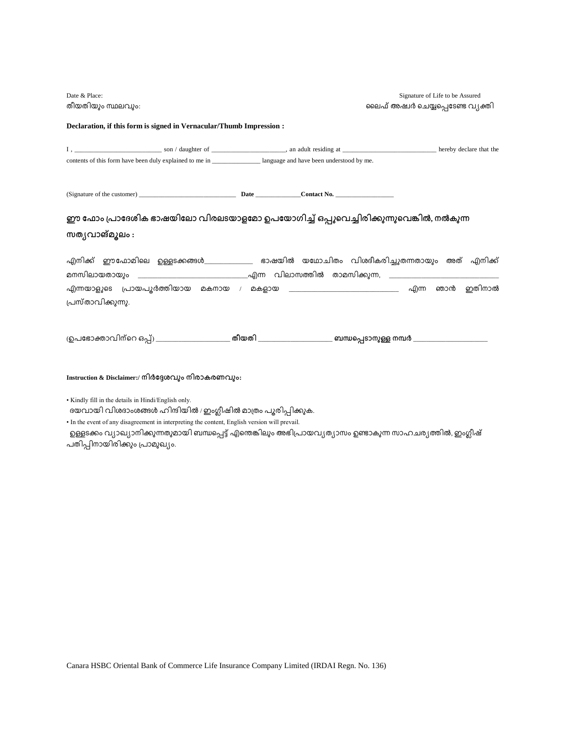Date & Place:
തീയതിയും സ്ഥലവും:

Signature of Life to be Assured
ലൈഫ് അഷ്വർ ചെയ്യപ്പെടേണ്ട വ്യക്തി

**Declaration, if this form is signed in Vernacular/Thumb Impression :**

I , __________________________ son / daughter of ______________________, an adult residing at ____________________________ hereby declare that the contents of this form have been duly explained to me in _______________ language and have been understood by me.

(Signature of the customer) _____________________________ **Date** ______________**Contact No.** __________________

**ഈ ഫോം പ്രാദേശിക ഭാഷയിലോ വിരലടയാളമോ ഉപയോഗിച്ച് ഒപ്പുവെച്ചിരിക്കുന്നുവെങ്കിൽ, നൽകുന്ന സത്യവാങ്മൂലം :**

എനിക്ക് ഈ ഫോമിലെ ഉള്ളടക്കങ്ങൾ_____________ ഭാഷയിൽ യഥോചിതം വിശദീകരിച്ചുതന്നതായും അത് എനിക്ക് മനസിലായതായും ______________________________എന്ന വിലാസത്തിൽ താമസിക്കുന്ന, ______________________________ എന്നയാളുടെ പ്രായപൂർത്തിയായ മകനായ / മകളായ ______________________________ എന്ന ഞാൻ ഇതിനാൽ പ്രസ്താവിക്കുന്നു.

(ഉപഭോക്താവിന്റെ ഒപ്പ്) ____________________ **തീയതി** ____________________ **ബന്ധപ്പെടാനുള്ള നമ്പർ** ____________________

**Instruction & Disclaimer:/ നിർദ്ദേശവും നിരാകരണവും:**

• Kindly fill in the details in Hindi/English only.
ദയവായി വിശദാംശങ്ങൾ ഹിന്ദിയിൽ / ഇംഗ്ലീഷിൽ മാത്രം പൂരിപ്പിക്കുക.

• In the event of any disagreement in interpreting the content, English version will prevail.
ഉള്ളടക്കം വ്യാഖ്യാനിക്കുന്നതുമായി ബന്ധപ്പെട്ട് എന്തെങ്കിലും അഭിപ്രായവ്യത്യാസം ഉണ്ടാകുന്ന സാഹചര്യത്തിൽ, ഇംഗ്ലീഷ് പതിപ്പിനായിരിക്കും പ്രാമുഖ്യം.

Canara HSBC Oriental Bank of Commerce Life Insurance Company Limited (IRDAI Regn. No. 136)